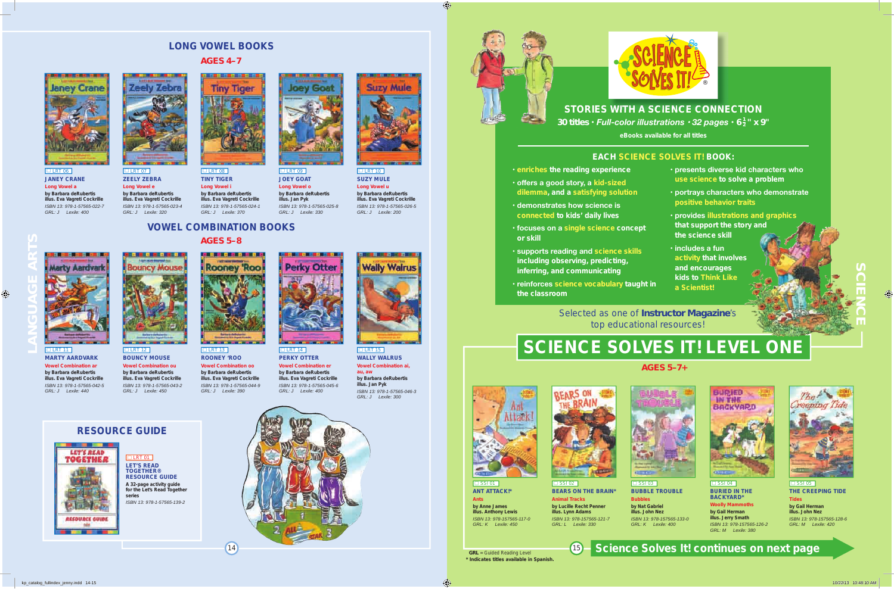LANGUAGE ARTS

## LONG VOWEL BOOKS

### AGES 4–7

LRT 06
**JANEY CRANE**
Long Vowel a
by Barbara deRubertis
illus. Eva Vagreti Cockrille
ISBN 13: 978-1-57565-022-7
GRL: J Lexile: 400

LRT 07
**ZEELY ZEBRA**
Long Vowel e
by Barbara deRubertis
illus. Eva Vagreti Cockrille
ISBN 13: 978-1-57565-023-4
GRL: J Lexile: 320

LRT 08
**TINY TIGER**
Long Vowel i
by Barbara deRubertis
illus. Eva Vagreti Cockrille
ISBN 13: 978-1-57565-024-1
GRL: J Lexile: 370

LRT 09
**JOEY GOAT**
Long Vowel o
by Barbara deRubertis
illus. Jan Pyk
ISBN 13: 978-1-57565-025-8
GRL: J Lexile: 330

LRT 10
**SUZY MULE**
Long Vowel u
by Barbara deRubertis
illus. Eva Vagreti Cockrille
ISBN 13: 978-1-57565-026-5
GRL: J Lexile: 200

## VOWEL COMBINATION BOOKS

### AGES 5–8

LRT 11
**MARTY AARDVARK**
Vowel Combination ar
by Barbara deRubertis
illus. Eva Vagreti Cockrille
ISBN 13: 978-1-57565-042-5
GRL: J Lexile: 440

LRT 12
**BOUNCY MOUSE**
Vowel Combination ou
by Barbara deRubertis
illus. Eva Vagreti Cockrille
ISBN 13: 978-1-57565-043-2
GRL: J Lexile: 450

LRT 13
**ROONEY 'ROO**
Vowel Combination oo
by Barbara deRubertis
illus. Eva Vagreti Cockrille
ISBN 13: 978-1-57565-044-9
GRL: J Lexile: 390

LRT 14
**PERKY OTTER**
Vowel Combination er
by Barbara deRubertis
illus. Eva Vagreti Cockrille
ISBN 13: 978-1-57565-045-6
GRL: J Lexile: 400

LRT 15
**WALLY WALRUS**
Vowel Combination ai, au, aw
by Barbara deRubertis
illus. Jan Pyk
ISBN 13: 978-1-57565-046-3
GRL: J Lexile: 300

## RESOURCE GUIDE

LRT 01
**LET'S READ TOGETHER® RESOURCE GUIDE**
A 32-page activity guide for the Let's Read Together series
ISBN 13: 978-1-57565-139-2

SCIENCE

# SCIENCE SOLVES IT!®

## STORIES WITH A SCIENCE CONNECTION

**30 titles** · *Full-color illustrations* · *32 pages* · **$6\frac{1}{2}$" x 9"**

eBooks available for all titles

### EACH SCIENCE SOLVES IT! BOOK:

- enriches the reading experience
- offers a good story, a kid-sized dilemma, and a satisfying solution
- demonstrates how science is connected to kids' daily lives
- focuses on a single science concept or skill
- supports reading and science skills including observing, predicting, inferring, and communicating
- reinforces science vocabulary taught in the classroom
- presents diverse kid characters who use science to solve a problem
- portrays characters who demonstrate positive behavior traits
- provides illustrations and graphics that support the story and the science skill
- includes a fun activity that involves and encourages kids to Think Like a Scientist!

Selected as one of **Instructor Magazine**'s top educational resources!

## SCIENCE SOLVES IT! LEVEL ONE

### AGES 5–7+

SSI 01
**ANT ATTACK!***
Ants
by Anne James
illus. Anthony Lewis
ISBN 13: 978-157565-117-0
GRL: K Lexile: 450

SSI 02
**BEARS ON THE BRAIN***
Animal Tracks
by Lucille Recht Penner
illus. Lynn Adams
ISBN 13: 978-157565-121-7
GRL: L Lexile: 330

SSI 03
**BUBBLE TROUBLE**
Bubbles
by Nat Gabriel
illus. John Nez
ISBN 13: 978-157565-133-0
GRL: K Lexile: 400

SSI 04
**BURIED IN THE BACKYARD***
Woolly Mammoths
by Gail Herman
illus. Jerry Smath
ISBN 13: 978-157565-126-2
GRL: M Lexile: 380

SSI 05
**THE CREEPING TIDE**
Tides
by Gail Herman
illus. John Nez
ISBN 13: 978-157565-128-6
GRL: M Lexile: 420

**GRL** = Guided Reading Level
* Indicates titles available in Spanish.

**Science Solves It! continues on next page**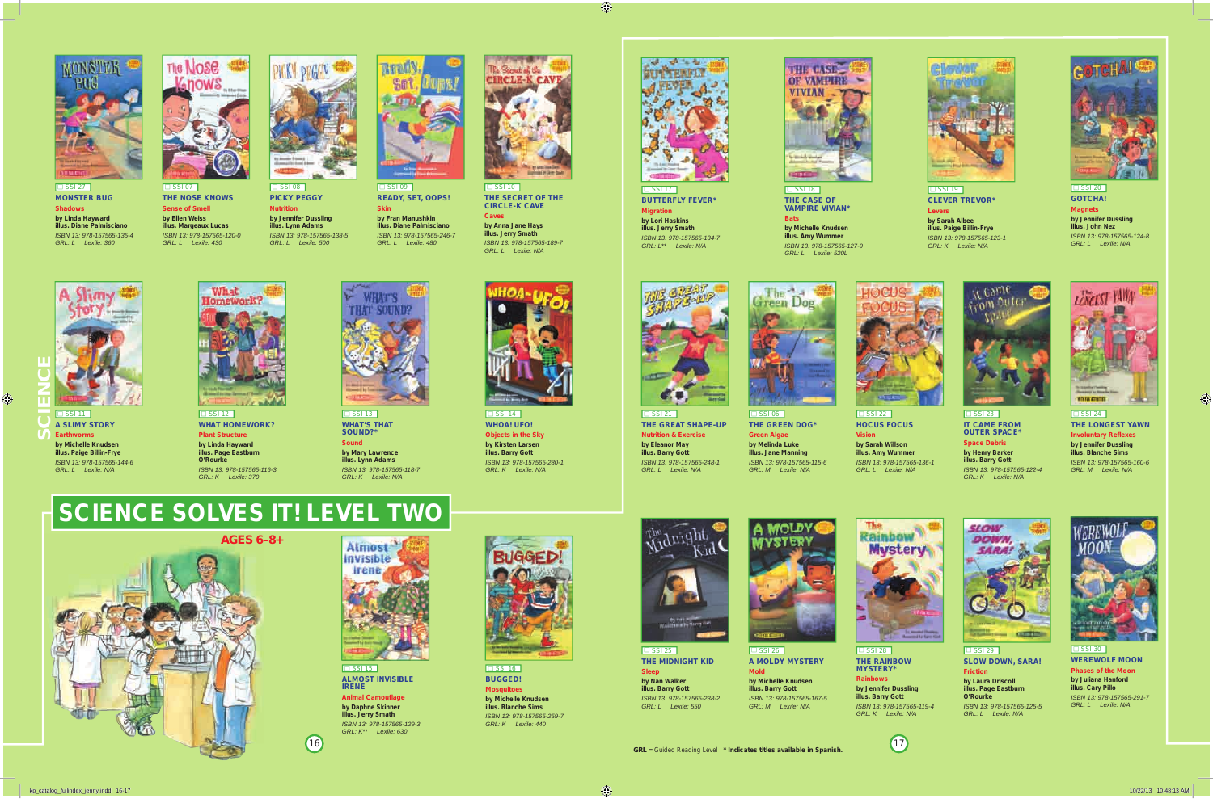SCIENCE

SSI 27
**MONSTER BUG**
Shadows
by Linda Hayward
illus. Diane Palmisciano
*ISBN 13: 978-157565-135-4*
*GRL: L Lexile: 360*

SSI 07
**THE NOSE KNOWS**
Sense of Smell
by Ellen Weiss
illus. Margeaux Lucas
*ISBN 13: 978-157565-120-0*
*GRL: L Lexile: 430*

SSI 08
**PICKY PEGGY**
Nutrition
by Jennifer Dussling
illus. Lynn Adams
*ISBN 13: 978-157565-138-5*
*GRL: L Lexile: 500*

SSI 09
**READY, SET, OOPS!**
Skin
by Fran Manushkin
illus. Diane Palmisciano
*ISBN 13: 978-157565-246-7*
*GRL: L Lexile: 480*

SSI 10
**THE SECRET OF THE CIRCLE-K CAVE**
Caves
by Anna Jane Hays
illus. Jerry Smath
*ISBN 13: 978-157565-189-7*
*GRL: L Lexile: N/A*

SSI 11
**A SLIMY STORY**
Earthworms
by Michelle Knudsen
illus. Paige Billin-Frye
*ISBN 13: 978-157565-144-6*
*GRL: L Lexile: N/A*

SSI 12
**WHAT HOMEWORK?**
Plant Structure
by Linda Hayward
illus. Page Eastburn O'Rourke
*ISBN 13: 978-157565-116-3*
*GRL: K Lexile: 370*

SSI 13
**WHAT'S THAT SOUND?***
Sound
by Mary Lawrence
illus. Lynn Adams
*ISBN 13: 978-157565-118-7*
*GRL: K Lexile: N/A*

SSI 14
**WHOA! UFO!**
Objects in the Sky
by Kirsten Larsen
illus. Barry Gott
*ISBN 13: 978-157565-280-1*
*GRL: K Lexile: N/A*

# SCIENCE SOLVES IT! LEVEL TWO

## AGES 6–8+

SSI 15
**ALMOST INVISIBLE IRENE**
Animal Camouflage
by Daphne Skinner
illus. Jerry Smath
*ISBN 13: 978-157565-129-3*
*GRL: K** Lexile: 630*

SSI 16
**BUGGED!**
Mosquitoes
by Michelle Knudsen
illus. Blanche Sims
*ISBN 13: 978-157565-259-7*
*GRL: K Lexile: 440*

SSI 17
**BUTTERFLY FEVER***
Migration
by Lori Haskins
illus. Jerry Smath
*ISBN 13: 978-157565-134-7*
*GRL: L** Lexile: N/A*

SSI 18
**THE CASE OF VAMPIRE VIVIAN***
Bats
by Michelle Knudsen
illus. Amy Wummer
*ISBN 13: 978-157565-127-9*
*GRL: L Lexile: 520L*

SSI 19
**CLEVER TREVOR***
Levers
by Sarah Albee
illus. Paige Billin-Frye
*ISBN 13: 978-157565-123-1*
*GRL: K Lexile: N/A*

SSI 20
**GOTCHA!**
Magnets
by Jennifer Dussling
illus. John Nez
*ISBN 13: 978-157565-124-8*
*GRL: L Lexile: N/A*

SSI 21
**THE GREAT SHAPE-UP**
Nutrition & Exercise
by Eleanor May
illus. Barry Gott
*ISBN 13: 978-157565-248-1*
*GRL: L Lexile: N/A*

SSI 06
**THE GREEN DOG***
Green Algae
by Melinda Luke
illus. Jane Manning
*ISBN 13: 978-157565-115-6*
*GRL: M Lexile: N/A*

SSI 22
**HOCUS FOCUS**
Vision
by Sarah Willson
illus. Amy Wummer
*ISBN 13: 978-157565-136-1*
*GRL: L Lexile: N/A*

SSI 23
**IT CAME FROM OUTER SPACE***
Space Debris
by Henry Barker
illus. Barry Gott
*ISBN 13: 978-157565-122-4*
*GRL: K Lexile: N/A*

SSI 24
**THE LONGEST YAWN**
Involuntary Reflexes
by Jennifer Dussling
illus. Blanche Sims
*ISBN 13: 978-157565-160-6*
*GRL: M Lexile: N/A*

SSI 25
**THE MIDNIGHT KID**
Sleep
by Nan Walker
illus. Barry Gott
*ISBN 13: 978-157565-238-2*
*GRL: L Lexile: 550*

SSI 26
**A MOLDY MYSTERY**
Mold
by Michelle Knudsen
illus. Barry Gott
*ISBN 13: 978-157565-167-5*
*GRL: M Lexile: N/A*

SSI 28
**THE RAINBOW MYSTERY***
Rainbows
by Jennifer Dussling
illus. Barry Gott
*ISBN 13: 978-157565-119-4*
*GRL: K Lexile: N/A*

SSI 29
**SLOW DOWN, SARA!**
Friction
by Laura Driscoll
illus. Page Eastburn O'Rourke
*ISBN 13: 978-157565-125-5*
*GRL: L Lexile: N/A*

SSI 30
**WEREWOLF MOON**
Phases of the Moon
by Juliana Hanford
illus. Cary Pillo
*ISBN 13: 978-157565-291-7*
*GRL: L Lexile: N/A*

**GRL** = Guided Reading Level **\* Indicates titles available in Spanish.**